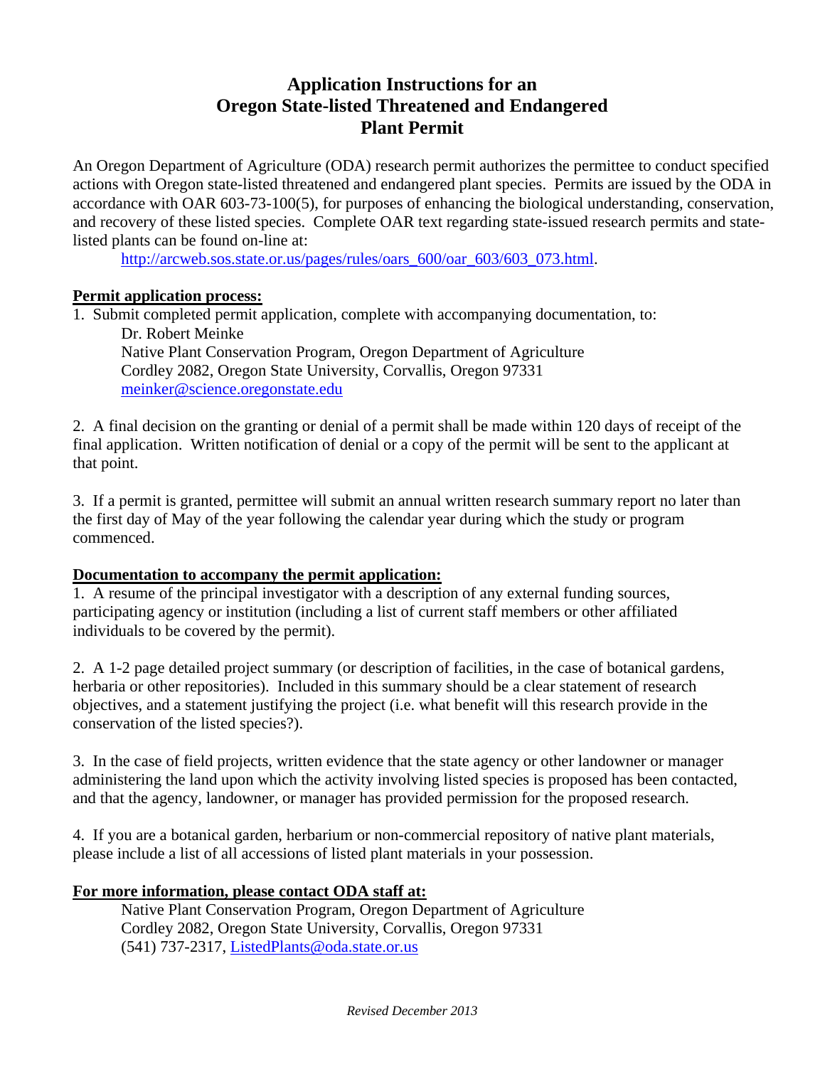# Application Instructions for an Oregon State-listed Threatened and Endangered Plant Permit

An Oregon Department of Agriculture (ODA) research permit authorizes the permittee to conduct specified actions with Oregon state-listed threatened and endangered plant species. Permits are issued by the ODA in accordance with OAR 603-73-100(5), for purposes of enhancing the biological understanding, conservation, and recovery of these listed species. Complete OAR text regarding state-issued research permits and state-listed plants can be found on-line at:

http://arcweb.sos.state.or.us/pages/rules/oars_600/oar_603/603_073.html.

**Permit application process:**

1. Submit completed permit application, complete with accompanying documentation, to:
   Dr. Robert Meinke
   Native Plant Conservation Program, Oregon Department of Agriculture
   Cordley 2082, Oregon State University, Corvallis, Oregon 97331
   meinker@science.oregonstate.edu

2. A final decision on the granting or denial of a permit shall be made within 120 days of receipt of the final application. Written notification of denial or a copy of the permit will be sent to the applicant at that point.

3. If a permit is granted, permittee will submit an annual written research summary report no later than the first day of May of the year following the calendar year during which the study or program commenced.

**Documentation to accompany the permit application:**

1. A resume of the principal investigator with a description of any external funding sources, participating agency or institution (including a list of current staff members or other affiliated individuals to be covered by the permit).

2. A 1-2 page detailed project summary (or description of facilities, in the case of botanical gardens, herbaria or other repositories). Included in this summary should be a clear statement of research objectives, and a statement justifying the project (i.e. what benefit will this research provide in the conservation of the listed species?).

3. In the case of field projects, written evidence that the state agency or other landowner or manager administering the land upon which the activity involving listed species is proposed has been contacted, and that the agency, landowner, or manager has provided permission for the proposed research.

4. If you are a botanical garden, herbarium or non-commercial repository of native plant materials, please include a list of all accessions of listed plant materials in your possession.

**For more information, please contact ODA staff at:**

Native Plant Conservation Program, Oregon Department of Agriculture
Cordley 2082, Oregon State University, Corvallis, Oregon 97331
(541) 737-2317, ListedPlants@oda.state.or.us

*Revised December 2013*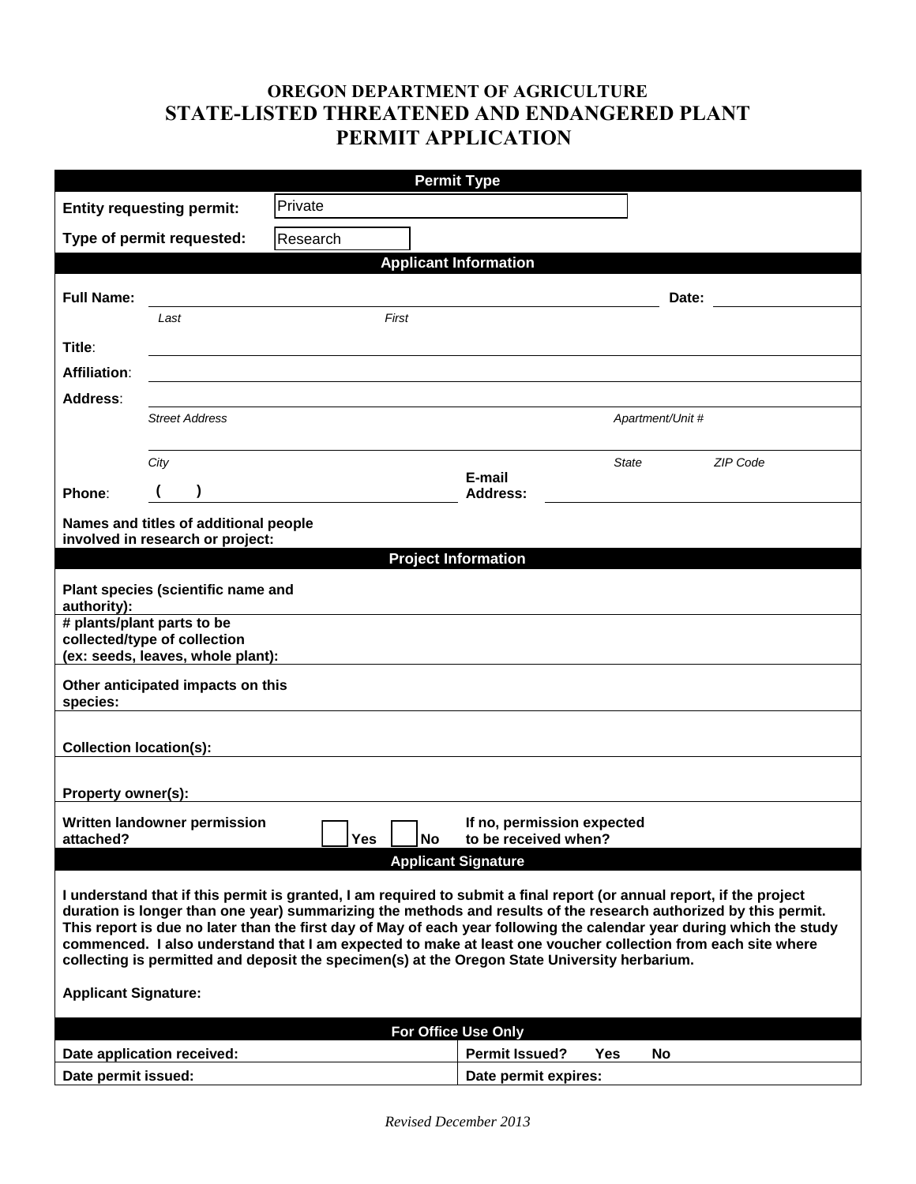# OREGON DEPARTMENT OF AGRICULTURE
# STATE-LISTED THREATENED AND ENDANGERED PLANT PERMIT APPLICATION

## Permit Type

**Entity requesting permit:** Private

**Type of permit requested:** Research

## Applicant Information

**Full Name:** ______________________ **Date:** __________

*Last* *First*

**Title:** ______________________

**Affiliation:** ______________________

**Address:** ______________________

*Street Address* *Apartment/Unit #*

*City* *State* *ZIP Code*

**Phone:** ( ) ______________________ **E-mail Address:** ______________________

**Names and titles of additional people involved in research or project:**

## Project Information

**Plant species (scientific name and authority):**

**# plants/plant parts to be collected/type of collection (ex: seeds, leaves, whole plant):**

**Other anticipated impacts on this species:**

**Collection location(s):**

**Property owner(s):**

**Written landowner permission attached?** ☐ **Yes** ☐ **No** **If no, permission expected to be received when?**

## Applicant Signature

**I understand that if this permit is granted, I am required to submit a final report (or annual report, if the project duration is longer than one year) summarizing the methods and results of the research authorized by this permit. This report is due no later than the first day of May of each year following the calendar year during which the study commenced. I also understand that I am expected to make at least one voucher collection from each site where collecting is permitted and deposit the specimen(s) at the Oregon State University herbarium.**

**Applicant Signature:**

## For Office Use Only

| | |
|---|---|
| **Date application received:** | **Permit Issued? Yes No** |
| **Date permit issued:** | **Date permit expires:** |

*Revised December 2013*